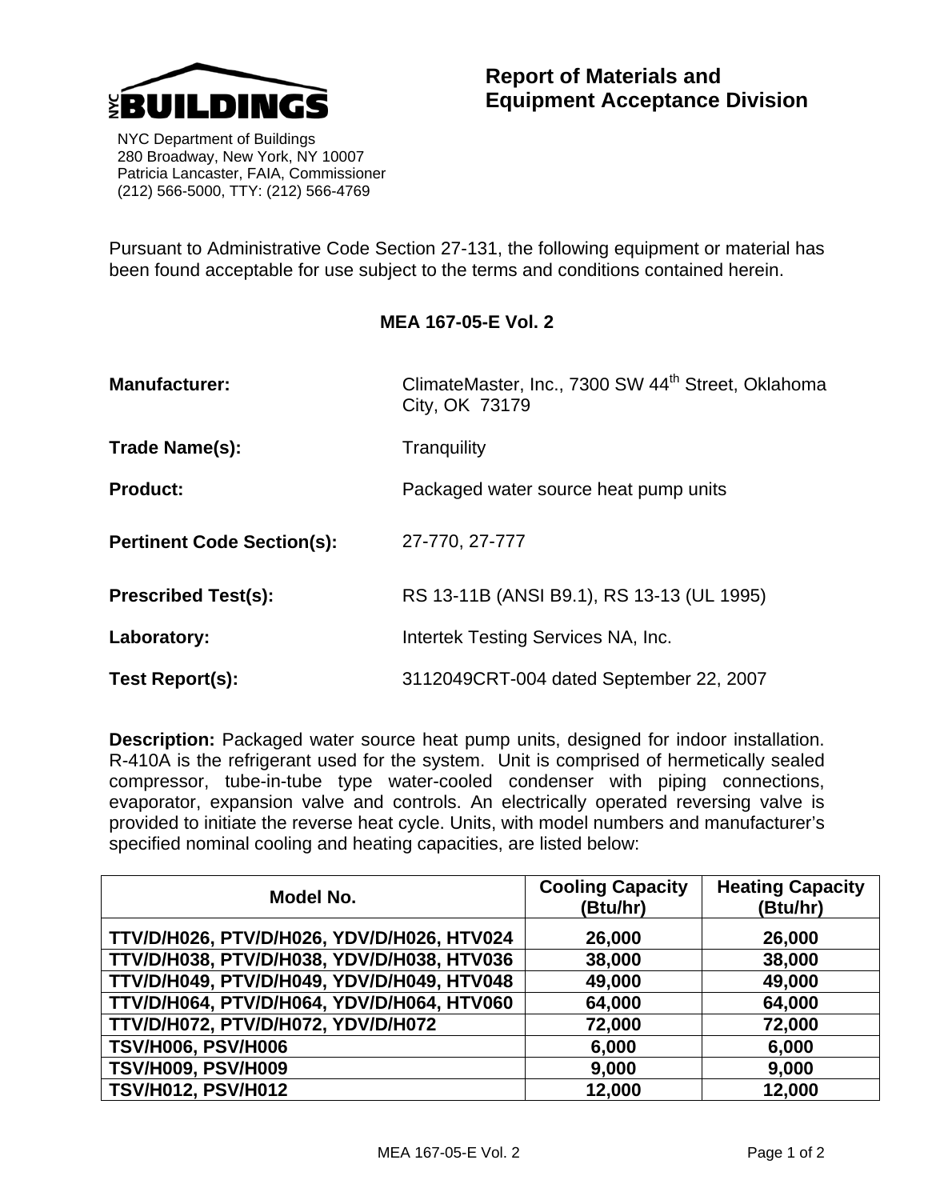NYC BUILDINGS

NYC Department of Buildings
280 Broadway, New York, NY 10007
Patricia Lancaster, FAIA, Commissioner
(212) 566-5000, TTY: (212) 566-4769

# Report of Materials and Equipment Acceptance Division

Pursuant to Administrative Code Section 27-131, the following equipment or material has been found acceptable for use subject to the terms and conditions contained herein.

## MEA 167-05-E Vol. 2

**Manufacturer:** ClimateMaster, Inc., 7300 SW 44th Street, Oklahoma City, OK 73179

**Trade Name(s):** Tranquility

**Product:** Packaged water source heat pump units

**Pertinent Code Section(s):** 27-770, 27-777

**Prescribed Test(s):** RS 13-11B (ANSI B9.1), RS 13-13 (UL 1995)

**Laboratory:** Intertek Testing Services NA, Inc.

**Test Report(s):** 3112049CRT-004 dated September 22, 2007

**Description:** Packaged water source heat pump units, designed for indoor installation. R-410A is the refrigerant used for the system. Unit is comprised of hermetically sealed compressor, tube-in-tube type water-cooled condenser with piping connections, evaporator, expansion valve and controls. An electrically operated reversing valve is provided to initiate the reverse heat cycle. Units, with model numbers and manufacturer's specified nominal cooling and heating capacities, are listed below:

| Model No. | Cooling Capacity (Btu/hr) | Heating Capacity (Btu/hr) |
|---|---|---|
| TTV/D/H026, PTV/D/H026, YDV/D/H026, HTV024 | 26,000 | 26,000 |
| TTV/D/H038, PTV/D/H038, YDV/D/H038, HTV036 | 38,000 | 38,000 |
| TTV/D/H049, PTV/D/H049, YDV/D/H049, HTV048 | 49,000 | 49,000 |
| TTV/D/H064, PTV/D/H064, YDV/D/H064, HTV060 | 64,000 | 64,000 |
| TTV/D/H072, PTV/D/H072, YDV/D/H072 | 72,000 | 72,000 |
| TSV/H006, PSV/H006 | 6,000 | 6,000 |
| TSV/H009, PSV/H009 | 9,000 | 9,000 |
| TSV/H012, PSV/H012 | 12,000 | 12,000 |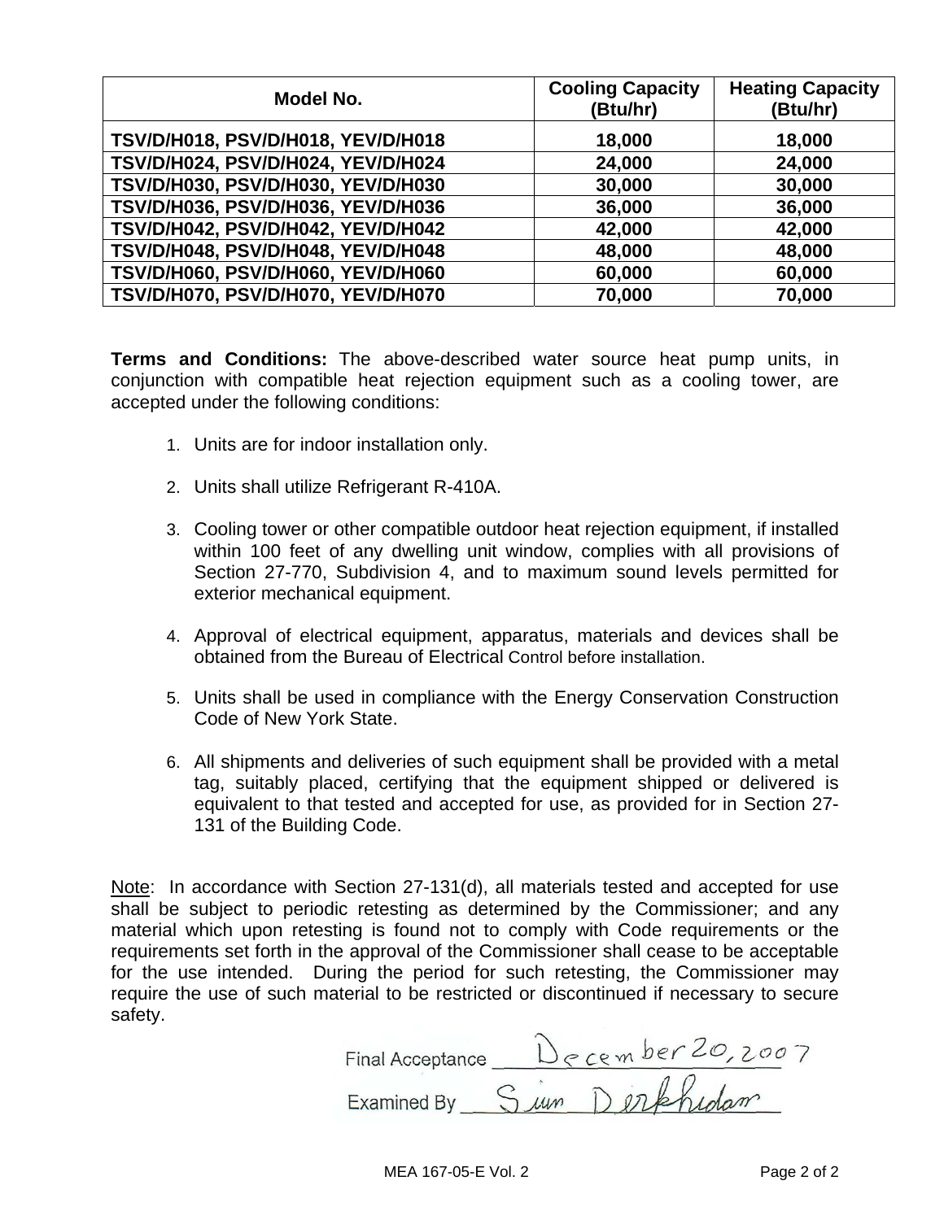| Model No. | Cooling Capacity (Btu/hr) | Heating Capacity (Btu/hr) |
|---|---|---|
| TSV/D/H018, PSV/D/H018, YEV/D/H018 | 18,000 | 18,000 |
| TSV/D/H024, PSV/D/H024, YEV/D/H024 | 24,000 | 24,000 |
| TSV/D/H030, PSV/D/H030, YEV/D/H030 | 30,000 | 30,000 |
| TSV/D/H036, PSV/D/H036, YEV/D/H036 | 36,000 | 36,000 |
| TSV/D/H042, PSV/D/H042, YEV/D/H042 | 42,000 | 42,000 |
| TSV/D/H048, PSV/D/H048, YEV/D/H048 | 48,000 | 48,000 |
| TSV/D/H060, PSV/D/H060, YEV/D/H060 | 60,000 | 60,000 |
| TSV/D/H070, PSV/D/H070, YEV/D/H070 | 70,000 | 70,000 |

**Terms and Conditions:** The above-described water source heat pump units, in conjunction with compatible heat rejection equipment such as a cooling tower, are accepted under the following conditions:

1. Units are for indoor installation only.

2. Units shall utilize Refrigerant R-410A.

3. Cooling tower or other compatible outdoor heat rejection equipment, if installed within 100 feet of any dwelling unit window, complies with all provisions of Section 27-770, Subdivision 4, and to maximum sound levels permitted for exterior mechanical equipment.

4. Approval of electrical equipment, apparatus, materials and devices shall be obtained from the Bureau of Electrical Control before installation.

5. Units shall be used in compliance with the Energy Conservation Construction Code of New York State.

6. All shipments and deliveries of such equipment shall be provided with a metal tag, suitably placed, certifying that the equipment shipped or delivered is equivalent to that tested and accepted for use, as provided for in Section 27-131 of the Building Code.

Note: In accordance with Section 27-131(d), all materials tested and accepted for use shall be subject to periodic retesting as determined by the Commissioner; and any material which upon retesting is found not to comply with Code requirements or the requirements set forth in the approval of the Commissioner shall cease to be acceptable for the use intended. During the period for such retesting, the Commissioner may require the use of such material to be restricted or discontinued if necessary to secure safety.

Final Acceptance December 20, 2007

Examined By Siun Derkhidam

MEA 167-05-E Vol. 2